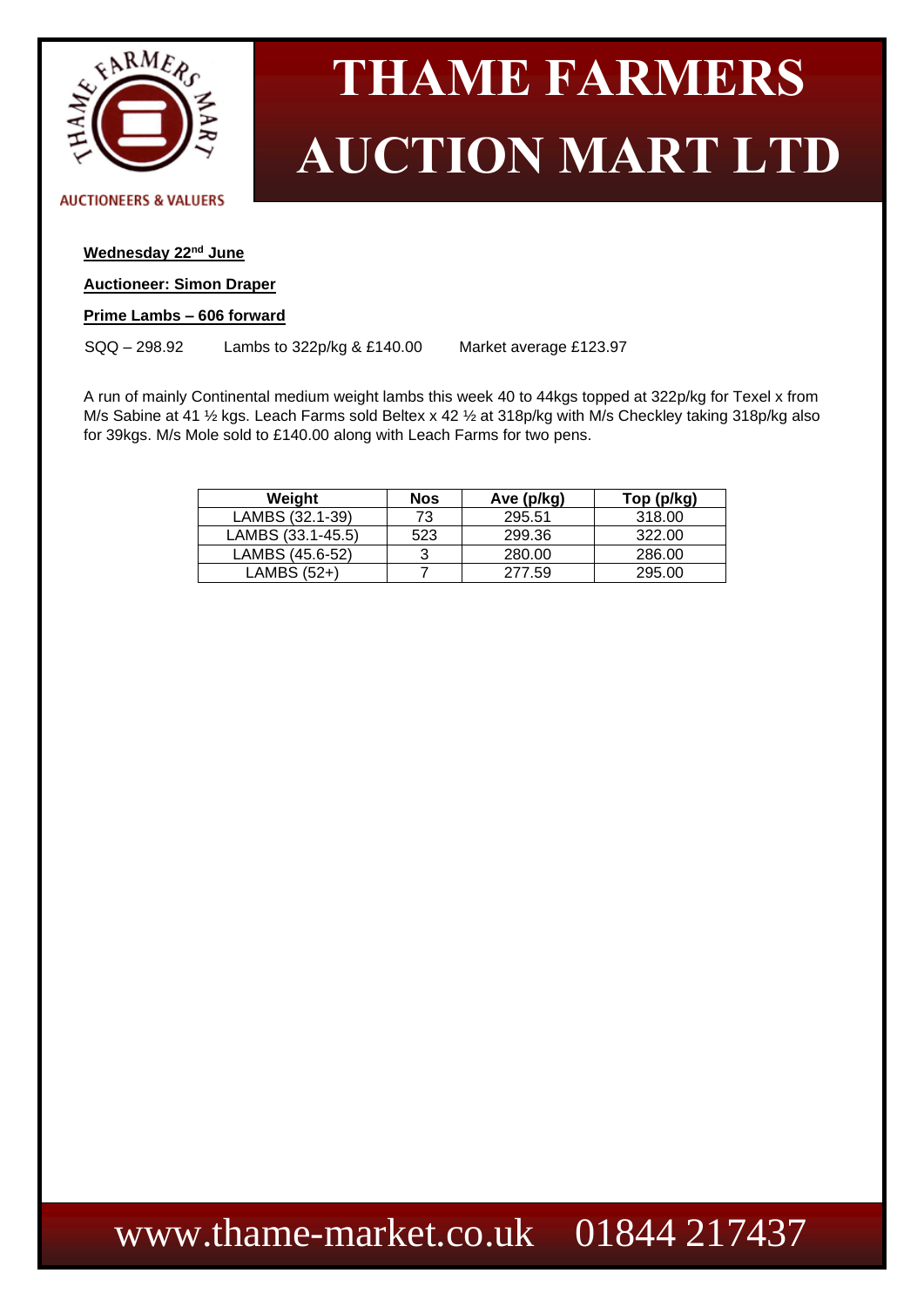# THAME FARMERS AUCTION MART LTD

AUCTIONEERS & VALUERS

**Wednesday 22nd June**

**Auctioneer: Simon Draper**

**Prime Lambs – 606 forward**

SQQ – 298.92    Lambs to 322p/kg & £140.00    Market average £123.97

A run of mainly Continental medium weight lambs this week 40 to 44kgs topped at 322p/kg for Texel x from M/s Sabine at 41 ½ kgs. Leach Farms sold Beltex x 42 ½ at 318p/kg with M/s Checkley taking 318p/kg also for 39kgs. M/s Mole sold to £140.00 along with Leach Farms for two pens.

| Weight | Nos | Ave (p/kg) | Top (p/kg) |
|---|---|---|---|
| LAMBS (32.1-39) | 73 | 295.51 | 318.00 |
| LAMBS (33.1-45.5) | 523 | 299.36 | 322.00 |
| LAMBS (45.6-52) | 3 | 280.00 | 286.00 |
| LAMBS (52+) | 7 | 277.59 | 295.00 |

www.thame-market.co.uk 01844 217437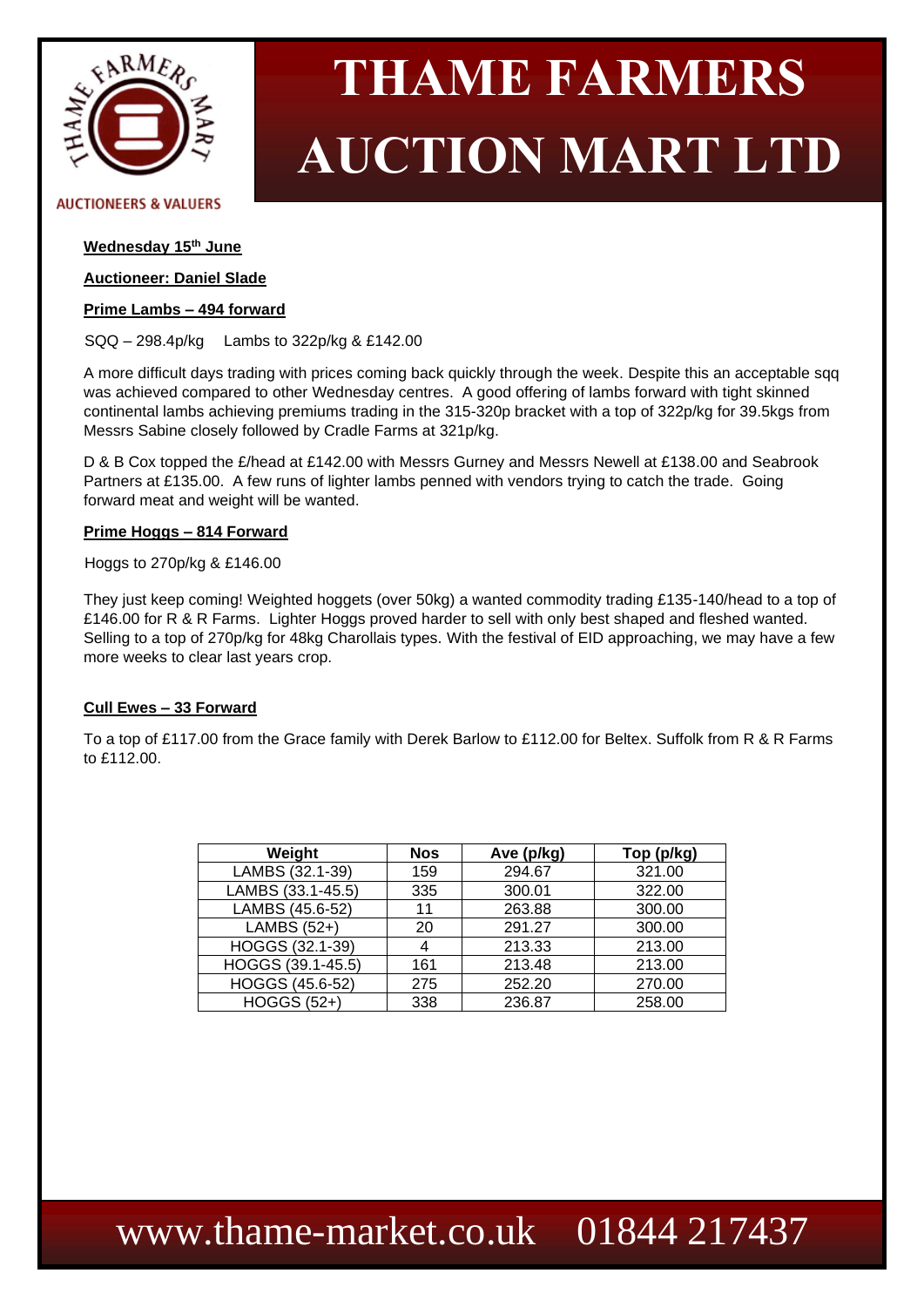# THAME FARMERS AUCTION MART LTD

AUCTIONEERS & VALUERS

**Wednesday 15th June**

**Auctioneer: Daniel Slade**

**Prime Lambs – 494 forward**

SQQ – 298.4p/kg Lambs to 322p/kg & £142.00

A more difficult days trading with prices coming back quickly through the week. Despite this an acceptable sqq was achieved compared to other Wednesday centres. A good offering of lambs forward with tight skinned continental lambs achieving premiums trading in the 315-320p bracket with a top of 322p/kg for 39.5kgs from Messrs Sabine closely followed by Cradle Farms at 321p/kg.

D & B Cox topped the £/head at £142.00 with Messrs Gurney and Messrs Newell at £138.00 and Seabrook Partners at £135.00. A few runs of lighter lambs penned with vendors trying to catch the trade. Going forward meat and weight will be wanted.

**Prime Hoggs – 814 Forward**

Hoggs to 270p/kg & £146.00

They just keep coming! Weighted hoggets (over 50kg) a wanted commodity trading £135-140/head to a top of £146.00 for R & R Farms. Lighter Hoggs proved harder to sell with only best shaped and fleshed wanted. Selling to a top of 270p/kg for 48kg Charollais types. With the festival of EID approaching, we may have a few more weeks to clear last years crop.

**Cull Ewes – 33 Forward**

To a top of £117.00 from the Grace family with Derek Barlow to £112.00 for Beltex. Suffolk from R & R Farms to £112.00.

| Weight | Nos | Ave (p/kg) | Top (p/kg) |
|---|---|---|---|
| LAMBS (32.1-39) | 159 | 294.67 | 321.00 |
| LAMBS (33.1-45.5) | 335 | 300.01 | 322.00 |
| LAMBS (45.6-52) | 11 | 263.88 | 300.00 |
| LAMBS (52+) | 20 | 291.27 | 300.00 |
| HOGGS (32.1-39) | 4 | 213.33 | 213.00 |
| HOGGS (39.1-45.5) | 161 | 213.48 | 213.00 |
| HOGGS (45.6-52) | 275 | 252.20 | 270.00 |
| HOGGS (52+) | 338 | 236.87 | 258.00 |

www.thame-market.co.uk 01844 217437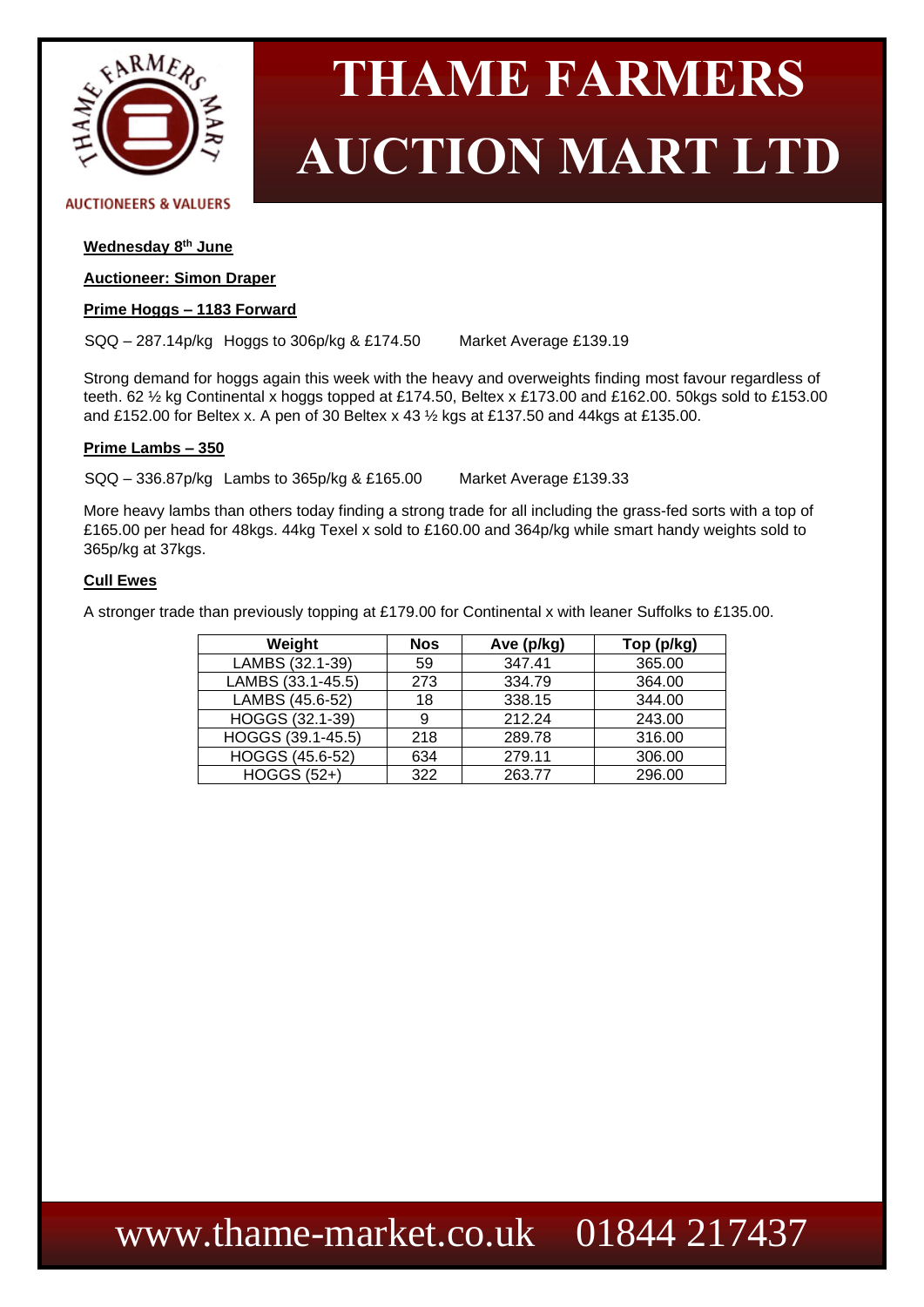# THAME FARMERS AUCTION MART LTD

AUCTIONEERS & VALUERS

**Wednesday 8th June**

**Auctioneer: Simon Draper**

**Prime Hoggs – 1183 Forward**

SQQ – 287.14p/kg Hoggs to 306p/kg & £174.50 Market Average £139.19

Strong demand for hoggs again this week with the heavy and overweights finding most favour regardless of teeth. 62 ½ kg Continental x hoggs topped at £174.50, Beltex x £173.00 and £162.00. 50kgs sold to £153.00 and £152.00 for Beltex x. A pen of 30 Beltex x 43 ½ kgs at £137.50 and 44kgs at £135.00.

**Prime Lambs – 350**

SQQ – 336.87p/kg Lambs to 365p/kg & £165.00 Market Average £139.33

More heavy lambs than others today finding a strong trade for all including the grass-fed sorts with a top of £165.00 per head for 48kgs. 44kg Texel x sold to £160.00 and 364p/kg while smart handy weights sold to 365p/kg at 37kgs.

**Cull Ewes**

A stronger trade than previously topping at £179.00 for Continental x with leaner Suffolks to £135.00.

| Weight | Nos | Ave (p/kg) | Top (p/kg) |
|---|---|---|---|
| LAMBS (32.1-39) | 59 | 347.41 | 365.00 |
| LAMBS (33.1-45.5) | 273 | 334.79 | 364.00 |
| LAMBS (45.6-52) | 18 | 338.15 | 344.00 |
| HOGGS (32.1-39) | 9 | 212.24 | 243.00 |
| HOGGS (39.1-45.5) | 218 | 289.78 | 316.00 |
| HOGGS (45.6-52) | 634 | 279.11 | 306.00 |
| HOGGS (52+) | 322 | 263.77 | 296.00 |

www.thame-market.co.uk 01844 217437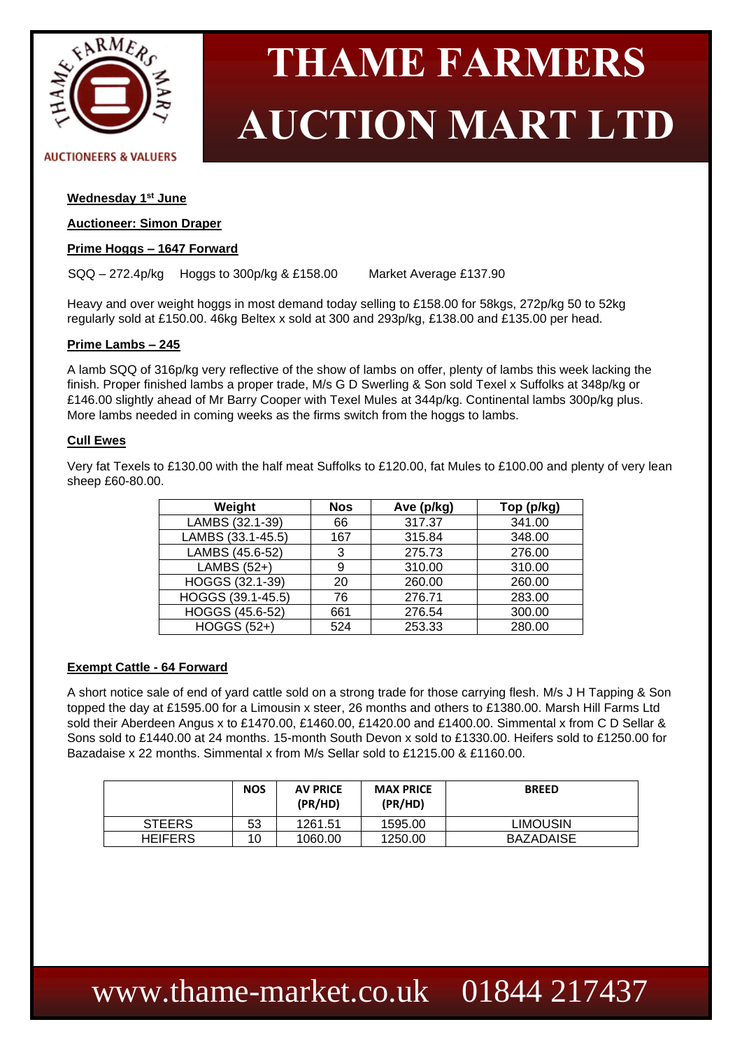# THAME FARMERS AUCTION MART LTD

AUCTIONEERS & VALUERS

**Wednesday 1st June**

**Auctioneer: Simon Draper**

**Prime Hoggs – 1647 Forward**

SQQ – 272.4p/kg    Hoggs to 300p/kg & £158.00    Market Average £137.90

Heavy and over weight hoggs in most demand today selling to £158.00 for 58kgs, 272p/kg 50 to 52kg regularly sold at £150.00. 46kg Beltex x sold at 300 and 293p/kg, £138.00 and £135.00 per head.

**Prime Lambs – 245**

A lamb SQQ of 316p/kg very reflective of the show of lambs on offer, plenty of lambs this week lacking the finish. Proper finished lambs a proper trade, M/s G D Swerling & Son sold Texel x Suffolks at 348p/kg or £146.00 slightly ahead of Mr Barry Cooper with Texel Mules at 344p/kg. Continental lambs 300p/kg plus. More lambs needed in coming weeks as the firms switch from the hoggs to lambs.

**Cull Ewes**

Very fat Texels to £130.00 with the half meat Suffolks to £120.00, fat Mules to £100.00 and plenty of very lean sheep £60-80.00.

| Weight | Nos | Ave (p/kg) | Top (p/kg) |
|---|---|---|---|
| LAMBS (32.1-39) | 66 | 317.37 | 341.00 |
| LAMBS (33.1-45.5) | 167 | 315.84 | 348.00 |
| LAMBS (45.6-52) | 3 | 275.73 | 276.00 |
| LAMBS (52+) | 9 | 310.00 | 310.00 |
| HOGGS (32.1-39) | 20 | 260.00 | 260.00 |
| HOGGS (39.1-45.5) | 76 | 276.71 | 283.00 |
| HOGGS (45.6-52) | 661 | 276.54 | 300.00 |
| HOGGS (52+) | 524 | 253.33 | 280.00 |

**Exempt Cattle - 64 Forward**

A short notice sale of end of yard cattle sold on a strong trade for those carrying flesh. M/s J H Tapping & Son topped the day at £1595.00 for a Limousin x steer, 26 months and others to £1380.00. Marsh Hill Farms Ltd sold their Aberdeen Angus x to £1470.00, £1460.00, £1420.00 and £1400.00. Simmental x from C D Sellar & Sons sold to £1440.00 at 24 months. 15-month South Devon x sold to £1330.00. Heifers sold to £1250.00 for Bazadaise x 22 months. Simmental x from M/s Sellar sold to £1215.00 & £1160.00.

| | NOS | AV PRICE (PR/HD) | MAX PRICE (PR/HD) | BREED |
|---|---|---|---|---|
| STEERS | 53 | 1261.51 | 1595.00 | LIMOUSIN |
| HEIFERS | 10 | 1060.00 | 1250.00 | BAZADAISE |

www.thame-market.co.uk    01844 217437